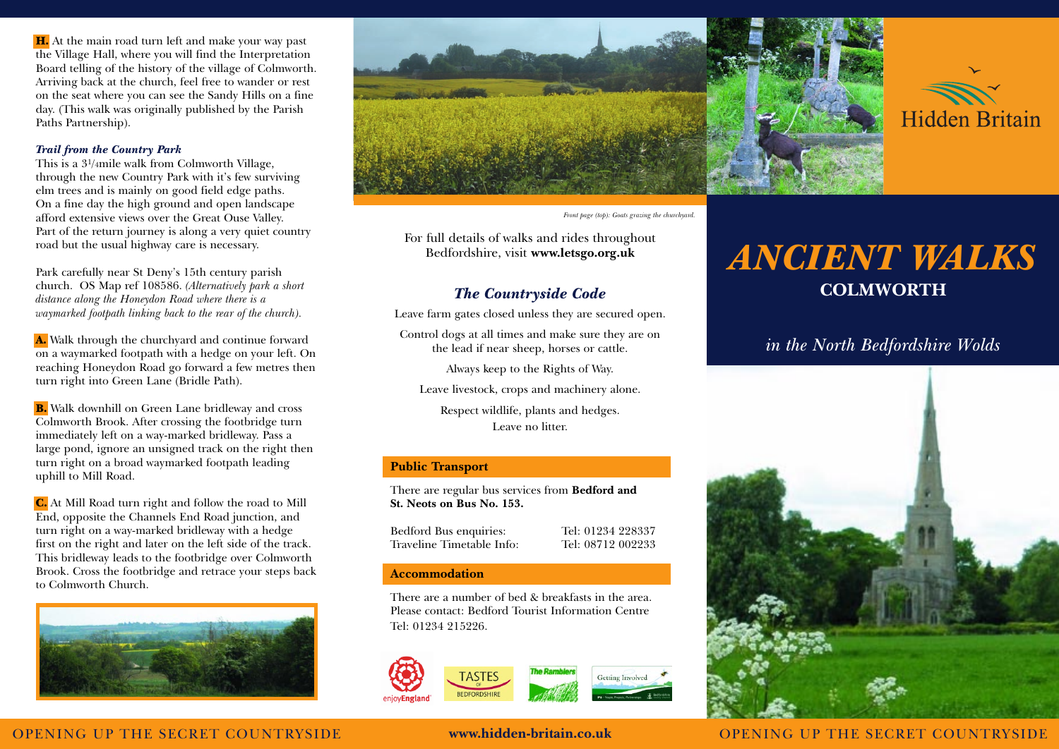**H.** At the main road turn left and make your way past the Village Hall, where you will find the Interpretation Board telling of the history of the village of Colmworth. Arriving back at the church, feel free to wander or rest on the seat where you can see the Sandy Hills on a fine day. (This walk was originally published by the Parish Paths Partnership).

***Trail from the Country Park***

This is a 3¼mile walk from Colmworth Village, through the new Country Park with it's few surviving elm trees and is mainly on good field edge paths. On a fine day the high ground and open landscape afford extensive views over the Great Ouse Valley. Part of the return journey is along a very quiet country road but the usual highway care is necessary.

Park carefully near St Deny's 15th century parish church. OS Map ref 108586. *(Alternatively park a short distance along the Honeydon Road where there is a waymarked footpath linking back to the rear of the church).*

**A.** Walk through the churchyard and continue forward on a waymarked footpath with a hedge on your left. On reaching Honeydon Road go forward a few metres then turn right into Green Lane (Bridle Path).

**B.** Walk downhill on Green Lane bridleway and cross Colmworth Brook. After crossing the footbridge turn immediately left on a way-marked bridleway. Pass a large pond, ignore an unsigned track on the right then turn right on a broad waymarked footpath leading uphill to Mill Road.

**C.** At Mill Road turn right and follow the road to Mill End, opposite the Channels End Road junction, and turn right on a way-marked bridleway with a hedge first on the right and later on the left side of the track. This bridleway leads to the footbridge over Colmworth Brook. Cross the footbridge and retrace your steps back to Colmworth Church.

*Front page (top): Goats grazing the churchyard.*

For full details of walks and rides throughout Bedfordshire, visit **www.letsgo.org.uk**

## *The Countryside Code*

Leave farm gates closed unless they are secured open.

Control dogs at all times and make sure they are on the lead if near sheep, horses or cattle.

Always keep to the Rights of Way.

Leave livestock, crops and machinery alone.

Respect wildlife, plants and hedges.

Leave no litter.

### Public Transport

There are regular bus services from **Bedford and St. Neots on Bus No. 153.**

| | |
|---|---|
| Bedford Bus enquiries: | Tel: 01234 228337 |
| Traveline Timetable Info: | Tel: 08712 002233 |

### Accommodation

There are a number of bed & breakfasts in the area. Please contact: Bedford Tourist Information Centre Tel: 01234 215226.

enjoyEngland · TASTES OF BEDFORDSHIRE · The Ramblers · Getting Involved

Hidden Britain

# *ANCIENT WALKS*

## COLMWORTH

*in the North Bedfordshire Wolds*

OPENING UP THE SECRET COUNTRYSIDE

**www.hidden-britain.co.uk**

OPENING UP THE SECRET COUNTRYSIDE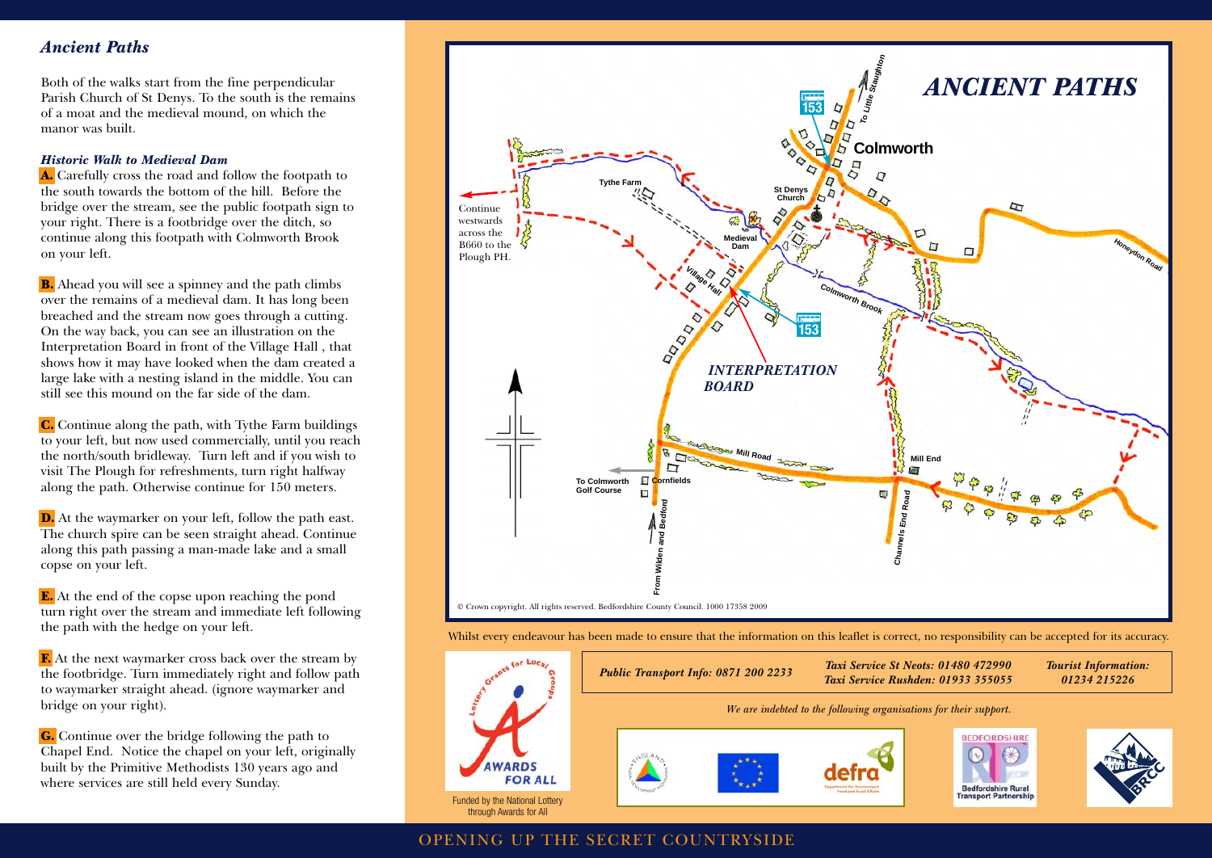## Ancient Paths

Both of the walks start from the fine perpendicular Parish Church of St Denys. To the south is the remains of a moat and the medieval mound, on which the manor was built.

### *Historic Walk to Medieval Dam*

**A.** Carefully cross the road and follow the footpath to the south towards the bottom of the hill. Before the bridge over the stream, see the public footpath sign to your right. There is a footbridge over the ditch, so continue along this footpath with Colmworth Brook on your left.

**B.** Ahead you will see a spinney and the path climbs over the remains of a medieval dam. It has long been breached and the stream now goes through a cutting. On the way back, you can see an illustration on the Interpretation Board in front of the Village Hall , that shows how it may have looked when the dam created a large lake with a nesting island in the middle. You can still see this mound on the far side of the dam.

**C.** Continue along the path, with Tythe Farm buildings to your left, but now used commercially, until you reach the north/south bridleway. Turn left and if you wish to visit The Plough for refreshments, turn right halfway along the path. Otherwise continue for 150 meters.

**D.** At the waymarker on your left, follow the path east. The church spire can be seen straight ahead. Continue along this path passing a man-made lake and a small copse on your left.

**E.** At the end of the copse upon reaching the pond turn right over the stream and immediate left following the path with the hedge on your left.

**F.** At the next waymarker cross back over the stream by the footbridge. Turn immediately right and follow path to waymarker straight ahead. (ignore waymarker and bridge on your right).

**G.** Continue over the bridge following the path to Chapel End. Notice the chapel on your left, originally built by the Primitive Methodists 130 years ago and where services are still held every Sunday.

## *ANCIENT PATHS*

To Little Staughton
153
Colmworth
Tythe Farm
St Denys Church
Continue westwards across the B660 to the Plough PH.
Medieval Dam
Village Hall
Colmworth Brook
Honeydon Road
153
*INTERPRETATION BOARD*
Mill Road
Mill End
To Colmworth Golf Course
Cornfields
From Wilden and Bedford
Channels End Road

© Crown copyright. All rights reserved. Bedfordshire County Council. 1000 17358 2009

Whilst every endeavour has been made to ensure that the information on this leaflet is correct, no responsibility can be accepted for its accuracy.

*Public Transport Info: 0871 200 2233*

*Taxi Service St Neots: 01480 472990*
*Taxi Service Rushden: 01933 355055*

*Tourist Information: 01234 215226*

*We are indebted to the following organisations for their support.*

Lottery Grants for Local Groups
AWARDS FOR ALL
Funded by the National Lottery through Awards for All

defra
Bedfordshire Rural Transport Partnership
BRCC

OPENING UP THE SECRET COUNTRYSIDE